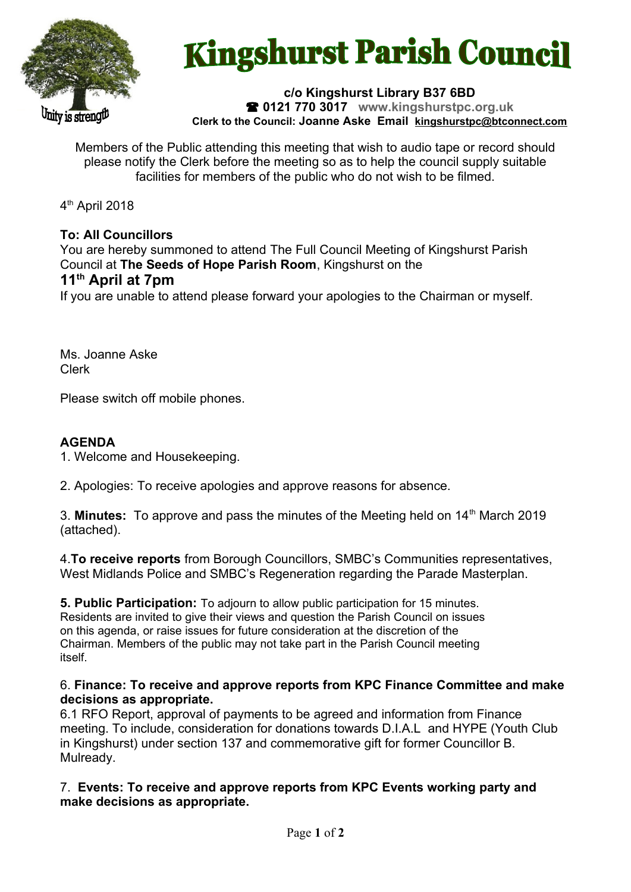# Kingshurst Parish Council

Unity is strength

**c/o Kingshurst Library B37 6BD**
**☎ 0121 770 3017 www.kingshurstpc.org.uk**
**Clerk to the Council: Joanne Aske Email kingshurstpc@btconnect.com**

Members of the Public attending this meeting that wish to audio tape or record should please notify the Clerk before the meeting so as to help the council supply suitable facilities for members of the public who do not wish to be filmed.

4th April 2018

**To: All Councillors**
You are hereby summoned to attend The Full Council Meeting of Kingshurst Parish Council at **The Seeds of Hope Parish Room**, Kingshurst on the
**11th April at 7pm**
If you are unable to attend please forward your apologies to the Chairman or myself.

Ms. Joanne Aske
Clerk

Please switch off mobile phones.

**AGENDA**

1. Welcome and Housekeeping.

2. Apologies: To receive apologies and approve reasons for absence.

3. **Minutes:** To approve and pass the minutes of the Meeting held on 14th March 2019 (attached).

4. **To receive reports** from Borough Councillors, SMBC's Communities representatives, West Midlands Police and SMBC's Regeneration regarding the Parade Masterplan.

5. **Public Participation:** To adjourn to allow public participation for 15 minutes. Residents are invited to give their views and question the Parish Council on issues on this agenda, or raise issues for future consideration at the discretion of the Chairman. Members of the public may not take part in the Parish Council meeting itself.

6. **Finance: To receive and approve reports from KPC Finance Committee and make decisions as appropriate.**
6.1 RFO Report, approval of payments to be agreed and information from Finance meeting. To include, consideration for donations towards D.I.A.L and HYPE (Youth Club in Kingshurst) under section 137 and commemorative gift for former Councillor B. Mulready.

7. **Events: To receive and approve reports from KPC Events working party and make decisions as appropriate.**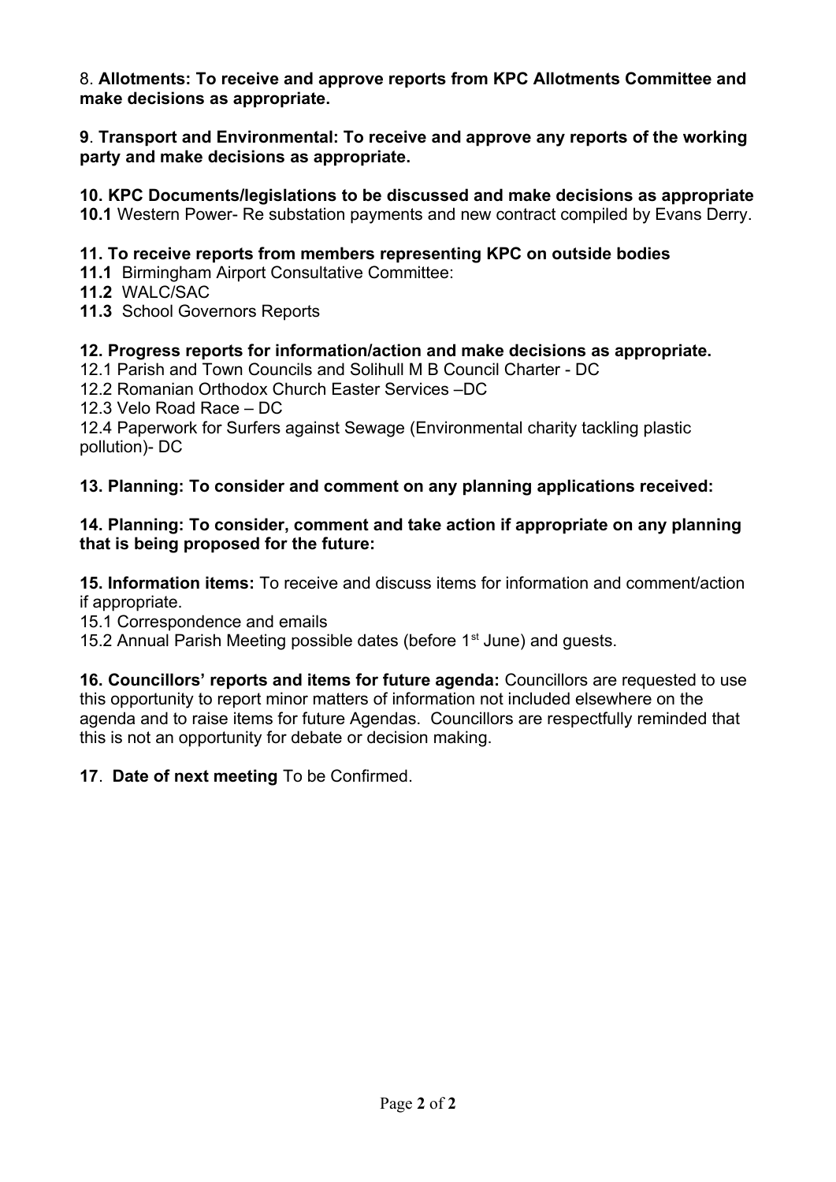8. **Allotments: To receive and approve reports from KPC Allotments Committee and make decisions as appropriate.**

**9**. **Transport and Environmental: To receive and approve any reports of the working party and make decisions as appropriate.**

**10. KPC Documents/legislations to be discussed and make decisions as appropriate**
**10.1** Western Power- Re substation payments and new contract compiled by Evans Derry.

**11. To receive reports from members representing KPC on outside bodies**
**11.1** Birmingham Airport Consultative Committee:
**11.2** WALC/SAC
**11.3** School Governors Reports

**12. Progress reports for information/action and make decisions as appropriate.**
12.1 Parish and Town Councils and Solihull M B Council Charter - DC
12.2 Romanian Orthodox Church Easter Services –DC
12.3 Velo Road Race – DC
12.4 Paperwork for Surfers against Sewage (Environmental charity tackling plastic pollution)- DC

**13. Planning: To consider and comment on any planning applications received:**

**14. Planning: To consider, comment and take action if appropriate on any planning that is being proposed for the future:**

**15. Information items:** To receive and discuss items for information and comment/action if appropriate.
15.1 Correspondence and emails
15.2 Annual Parish Meeting possible dates (before 1st June) and guests.

**16. Councillors' reports and items for future agenda:** Councillors are requested to use this opportunity to report minor matters of information not included elsewhere on the agenda and to raise items for future Agendas. Councillors are respectfully reminded that this is not an opportunity for debate or decision making.

**17**. **Date of next meeting** To be Confirmed.